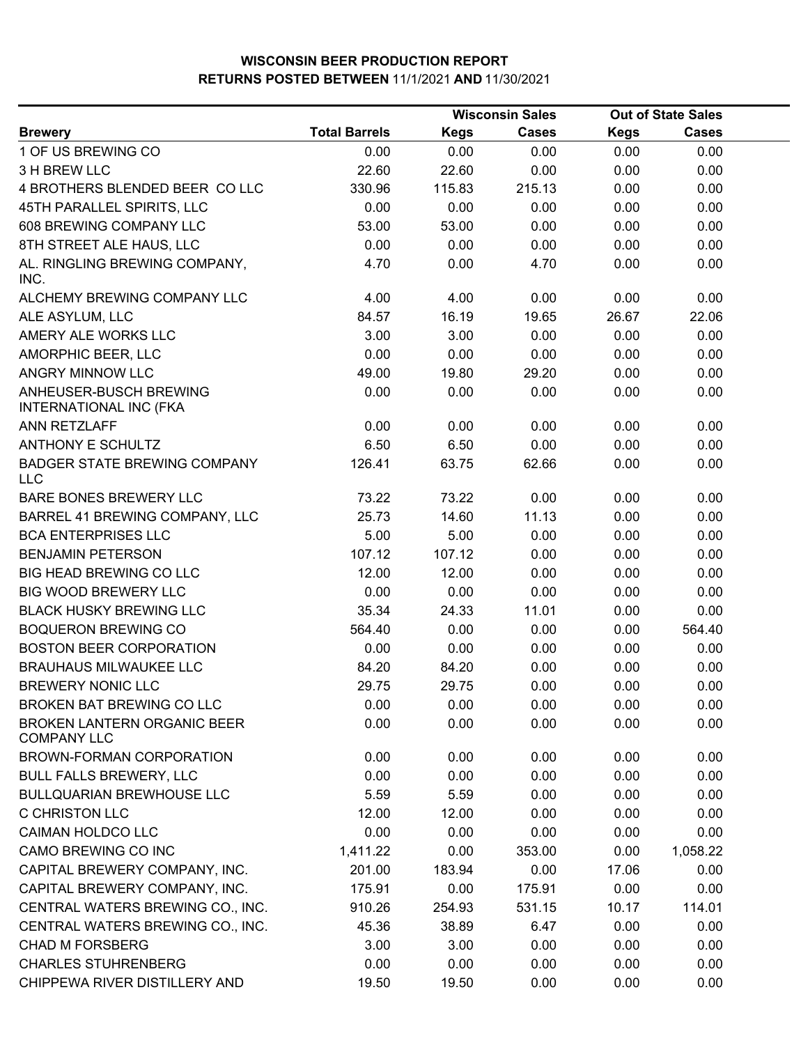# WISCONSIN BEER PRODUCTION REPORT
## RETURNS POSTED BETWEEN 11/1/2021 AND 11/30/2021

| Brewery | Total Barrels | Wisconsin Sales Kegs | Wisconsin Sales Cases | Out of State Sales Kegs | Out of State Sales Cases |
|---|---|---|---|---|---|
| 1 OF US BREWING CO | 0.00 | 0.00 | 0.00 | 0.00 | 0.00 |
| 3 H BREW LLC | 22.60 | 22.60 | 0.00 | 0.00 | 0.00 |
| 4 BROTHERS BLENDED BEER CO LLC | 330.96 | 115.83 | 215.13 | 0.00 | 0.00 |
| 45TH PARALLEL SPIRITS, LLC | 0.00 | 0.00 | 0.00 | 0.00 | 0.00 |
| 608 BREWING COMPANY LLC | 53.00 | 53.00 | 0.00 | 0.00 | 0.00 |
| 8TH STREET ALE HAUS, LLC | 0.00 | 0.00 | 0.00 | 0.00 | 0.00 |
| AL. RINGLING BREWING COMPANY, INC. | 4.70 | 0.00 | 4.70 | 0.00 | 0.00 |
| ALCHEMY BREWING COMPANY LLC | 4.00 | 4.00 | 0.00 | 0.00 | 0.00 |
| ALE ASYLUM, LLC | 84.57 | 16.19 | 19.65 | 26.67 | 22.06 |
| AMERY ALE WORKS LLC | 3.00 | 3.00 | 0.00 | 0.00 | 0.00 |
| AMORPHIC BEER, LLC | 0.00 | 0.00 | 0.00 | 0.00 | 0.00 |
| ANGRY MINNOW LLC | 49.00 | 19.80 | 29.20 | 0.00 | 0.00 |
| ANHEUSER-BUSCH BREWING INTERNATIONAL INC (FKA | 0.00 | 0.00 | 0.00 | 0.00 | 0.00 |
| ANN RETZLAFF | 0.00 | 0.00 | 0.00 | 0.00 | 0.00 |
| ANTHONY E SCHULTZ | 6.50 | 6.50 | 0.00 | 0.00 | 0.00 |
| BADGER STATE BREWING COMPANY LLC | 126.41 | 63.75 | 62.66 | 0.00 | 0.00 |
| BARE BONES BREWERY LLC | 73.22 | 73.22 | 0.00 | 0.00 | 0.00 |
| BARREL 41 BREWING COMPANY, LLC | 25.73 | 14.60 | 11.13 | 0.00 | 0.00 |
| BCA ENTERPRISES LLC | 5.00 | 5.00 | 0.00 | 0.00 | 0.00 |
| BENJAMIN PETERSON | 107.12 | 107.12 | 0.00 | 0.00 | 0.00 |
| BIG HEAD BREWING CO LLC | 12.00 | 12.00 | 0.00 | 0.00 | 0.00 |
| BIG WOOD BREWERY LLC | 0.00 | 0.00 | 0.00 | 0.00 | 0.00 |
| BLACK HUSKY BREWING LLC | 35.34 | 24.33 | 11.01 | 0.00 | 0.00 |
| BOQUERON BREWING CO | 564.40 | 0.00 | 0.00 | 0.00 | 564.40 |
| BOSTON BEER CORPORATION | 0.00 | 0.00 | 0.00 | 0.00 | 0.00 |
| BRAUHAUS MILWAUKEE LLC | 84.20 | 84.20 | 0.00 | 0.00 | 0.00 |
| BREWERY NONIC LLC | 29.75 | 29.75 | 0.00 | 0.00 | 0.00 |
| BROKEN BAT BREWING CO LLC | 0.00 | 0.00 | 0.00 | 0.00 | 0.00 |
| BROKEN LANTERN ORGANIC BEER COMPANY LLC | 0.00 | 0.00 | 0.00 | 0.00 | 0.00 |
| BROWN-FORMAN CORPORATION | 0.00 | 0.00 | 0.00 | 0.00 | 0.00 |
| BULL FALLS BREWERY, LLC | 0.00 | 0.00 | 0.00 | 0.00 | 0.00 |
| BULLQUARIAN BREWHOUSE LLC | 5.59 | 5.59 | 0.00 | 0.00 | 0.00 |
| C CHRISTON LLC | 12.00 | 12.00 | 0.00 | 0.00 | 0.00 |
| CAIMAN HOLDCO LLC | 0.00 | 0.00 | 0.00 | 0.00 | 0.00 |
| CAMO BREWING CO INC | 1,411.22 | 0.00 | 353.00 | 0.00 | 1,058.22 |
| CAPITAL BREWERY COMPANY, INC. | 201.00 | 183.94 | 0.00 | 17.06 | 0.00 |
| CAPITAL BREWERY COMPANY, INC. | 175.91 | 0.00 | 175.91 | 0.00 | 0.00 |
| CENTRAL WATERS BREWING CO., INC. | 910.26 | 254.93 | 531.15 | 10.17 | 114.01 |
| CENTRAL WATERS BREWING CO., INC. | 45.36 | 38.89 | 6.47 | 0.00 | 0.00 |
| CHAD M FORSBERG | 3.00 | 3.00 | 0.00 | 0.00 | 0.00 |
| CHARLES STUHRENBERG | 0.00 | 0.00 | 0.00 | 0.00 | 0.00 |
| CHIPPEWA RIVER DISTILLERY AND | 19.50 | 19.50 | 0.00 | 0.00 | 0.00 |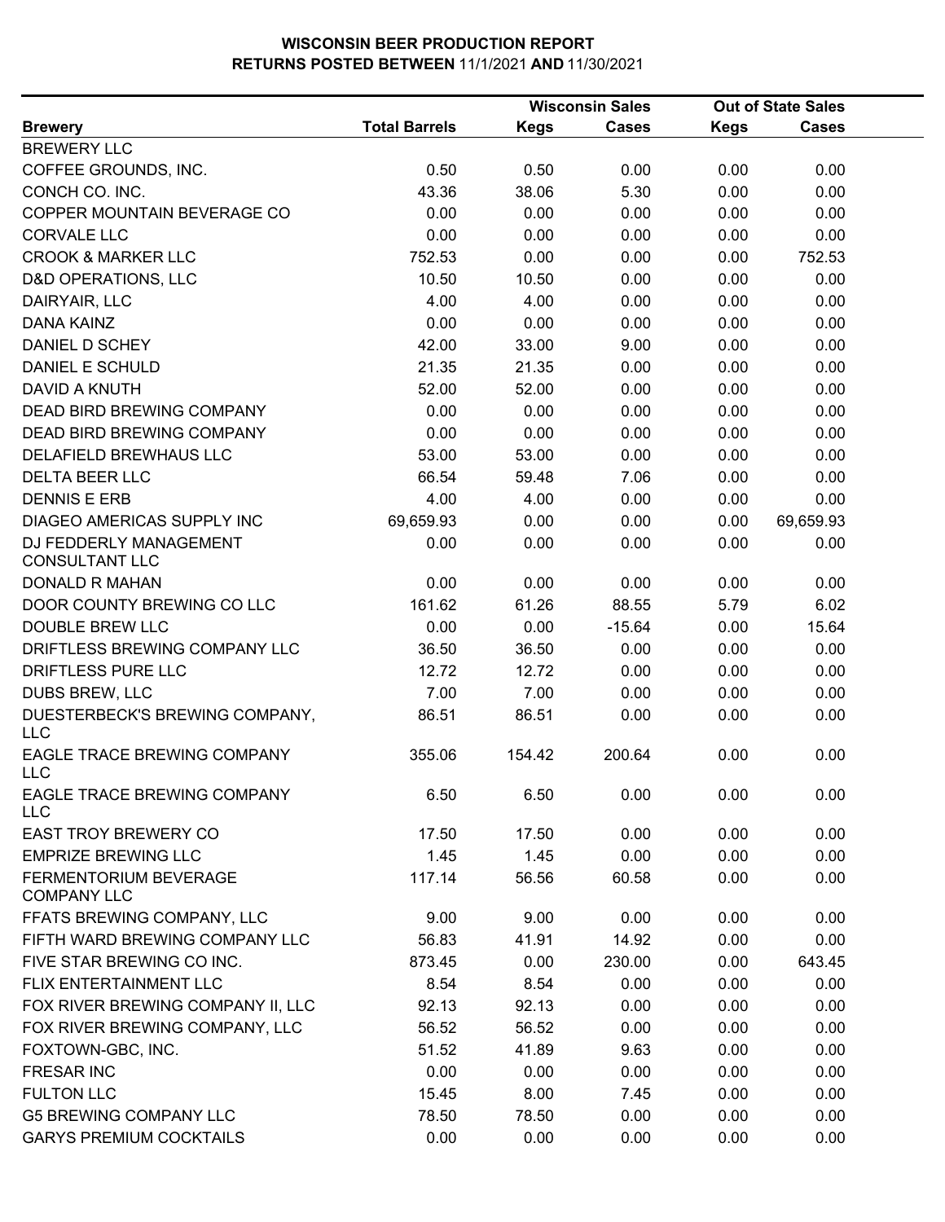# WISCONSIN BEER PRODUCTION REPORT
## RETURNS POSTED BETWEEN 11/1/2021 AND 11/30/2021

| Brewery | Total Barrels | Wisconsin Sales Kegs | Wisconsin Sales Cases | Out of State Sales Kegs | Out of State Sales Cases |
|---|---|---|---|---|---|
| BREWERY LLC | | | | | |
| COFFEE GROUNDS, INC. | 0.50 | 0.50 | 0.00 | 0.00 | 0.00 |
| CONCH CO. INC. | 43.36 | 38.06 | 5.30 | 0.00 | 0.00 |
| COPPER MOUNTAIN BEVERAGE CO | 0.00 | 0.00 | 0.00 | 0.00 | 0.00 |
| CORVALE LLC | 0.00 | 0.00 | 0.00 | 0.00 | 0.00 |
| CROOK & MARKER LLC | 752.53 | 0.00 | 0.00 | 0.00 | 752.53 |
| D&D OPERATIONS, LLC | 10.50 | 10.50 | 0.00 | 0.00 | 0.00 |
| DAIRYAIR, LLC | 4.00 | 4.00 | 0.00 | 0.00 | 0.00 |
| DANA KAINZ | 0.00 | 0.00 | 0.00 | 0.00 | 0.00 |
| DANIEL D SCHEY | 42.00 | 33.00 | 9.00 | 0.00 | 0.00 |
| DANIEL E SCHULD | 21.35 | 21.35 | 0.00 | 0.00 | 0.00 |
| DAVID A KNUTH | 52.00 | 52.00 | 0.00 | 0.00 | 0.00 |
| DEAD BIRD BREWING COMPANY | 0.00 | 0.00 | 0.00 | 0.00 | 0.00 |
| DEAD BIRD BREWING COMPANY | 0.00 | 0.00 | 0.00 | 0.00 | 0.00 |
| DELAFIELD BREWHAUS LLC | 53.00 | 53.00 | 0.00 | 0.00 | 0.00 |
| DELTA BEER LLC | 66.54 | 59.48 | 7.06 | 0.00 | 0.00 |
| DENNIS E ERB | 4.00 | 4.00 | 0.00 | 0.00 | 0.00 |
| DIAGEO AMERICAS SUPPLY INC | 69,659.93 | 0.00 | 0.00 | 0.00 | 69,659.93 |
| DJ FEDDERLY MANAGEMENT CONSULTANT LLC | 0.00 | 0.00 | 0.00 | 0.00 | 0.00 |
| DONALD R MAHAN | 0.00 | 0.00 | 0.00 | 0.00 | 0.00 |
| DOOR COUNTY BREWING CO LLC | 161.62 | 61.26 | 88.55 | 5.79 | 6.02 |
| DOUBLE BREW LLC | 0.00 | 0.00 | -15.64 | 0.00 | 15.64 |
| DRIFTLESS BREWING COMPANY LLC | 36.50 | 36.50 | 0.00 | 0.00 | 0.00 |
| DRIFTLESS PURE LLC | 12.72 | 12.72 | 0.00 | 0.00 | 0.00 |
| DUBS BREW, LLC | 7.00 | 7.00 | 0.00 | 0.00 | 0.00 |
| DUESTERBECK'S BREWING COMPANY, LLC | 86.51 | 86.51 | 0.00 | 0.00 | 0.00 |
| EAGLE TRACE BREWING COMPANY LLC | 355.06 | 154.42 | 200.64 | 0.00 | 0.00 |
| EAGLE TRACE BREWING COMPANY LLC | 6.50 | 6.50 | 0.00 | 0.00 | 0.00 |
| EAST TROY BREWERY CO | 17.50 | 17.50 | 0.00 | 0.00 | 0.00 |
| EMPRIZE BREWING LLC | 1.45 | 1.45 | 0.00 | 0.00 | 0.00 |
| FERMENTORIUM BEVERAGE COMPANY LLC | 117.14 | 56.56 | 60.58 | 0.00 | 0.00 |
| FFATS BREWING COMPANY, LLC | 9.00 | 9.00 | 0.00 | 0.00 | 0.00 |
| FIFTH WARD BREWING COMPANY LLC | 56.83 | 41.91 | 14.92 | 0.00 | 0.00 |
| FIVE STAR BREWING CO INC. | 873.45 | 0.00 | 230.00 | 0.00 | 643.45 |
| FLIX ENTERTAINMENT LLC | 8.54 | 8.54 | 0.00 | 0.00 | 0.00 |
| FOX RIVER BREWING COMPANY II, LLC | 92.13 | 92.13 | 0.00 | 0.00 | 0.00 |
| FOX RIVER BREWING COMPANY, LLC | 56.52 | 56.52 | 0.00 | 0.00 | 0.00 |
| FOXTOWN-GBC, INC. | 51.52 | 41.89 | 9.63 | 0.00 | 0.00 |
| FRESAR INC | 0.00 | 0.00 | 0.00 | 0.00 | 0.00 |
| FULTON LLC | 15.45 | 8.00 | 7.45 | 0.00 | 0.00 |
| G5 BREWING COMPANY LLC | 78.50 | 78.50 | 0.00 | 0.00 | 0.00 |
| GARYS PREMIUM COCKTAILS | 0.00 | 0.00 | 0.00 | 0.00 | 0.00 |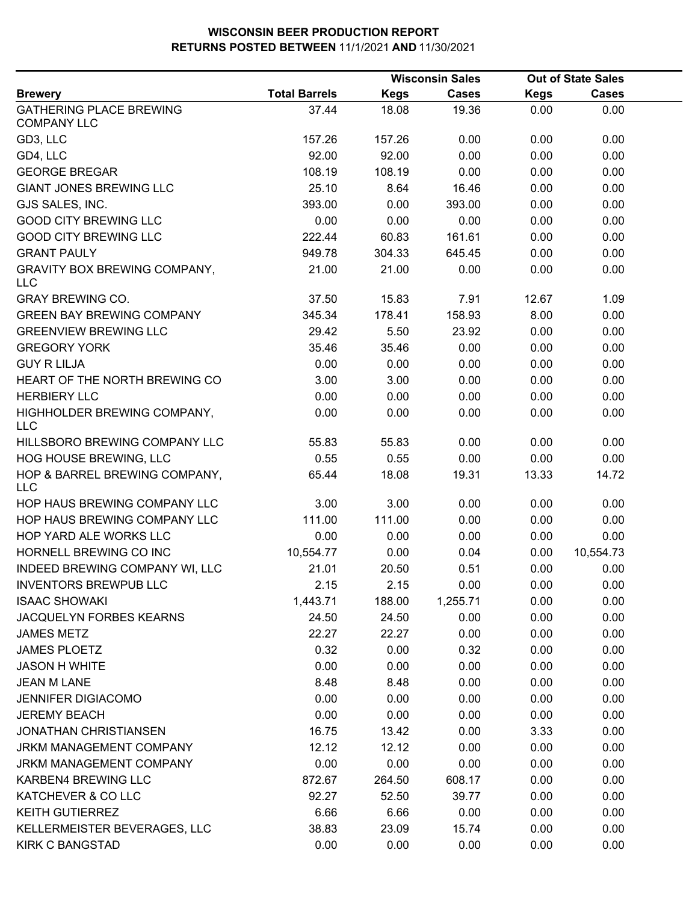# WISCONSIN BEER PRODUCTION REPORT

## RETURNS POSTED BETWEEN 11/1/2021 AND 11/30/2021

| Brewery | Total Barrels | Wisconsin Sales Kegs | Wisconsin Sales Cases | Out of State Sales Kegs | Out of State Sales Cases |
|---|---|---|---|---|---|
| GATHERING PLACE BREWING COMPANY LLC | 37.44 | 18.08 | 19.36 | 0.00 | 0.00 |
| GD3, LLC | 157.26 | 157.26 | 0.00 | 0.00 | 0.00 |
| GD4, LLC | 92.00 | 92.00 | 0.00 | 0.00 | 0.00 |
| GEORGE BREGAR | 108.19 | 108.19 | 0.00 | 0.00 | 0.00 |
| GIANT JONES BREWING LLC | 25.10 | 8.64 | 16.46 | 0.00 | 0.00 |
| GJS SALES, INC. | 393.00 | 0.00 | 393.00 | 0.00 | 0.00 |
| GOOD CITY BREWING LLC | 0.00 | 0.00 | 0.00 | 0.00 | 0.00 |
| GOOD CITY BREWING LLC | 222.44 | 60.83 | 161.61 | 0.00 | 0.00 |
| GRANT PAULY | 949.78 | 304.33 | 645.45 | 0.00 | 0.00 |
| GRAVITY BOX BREWING COMPANY, LLC | 21.00 | 21.00 | 0.00 | 0.00 | 0.00 |
| GRAY BREWING CO. | 37.50 | 15.83 | 7.91 | 12.67 | 1.09 |
| GREEN BAY BREWING COMPANY | 345.34 | 178.41 | 158.93 | 8.00 | 0.00 |
| GREENVIEW BREWING LLC | 29.42 | 5.50 | 23.92 | 0.00 | 0.00 |
| GREGORY YORK | 35.46 | 35.46 | 0.00 | 0.00 | 0.00 |
| GUY R LILJA | 0.00 | 0.00 | 0.00 | 0.00 | 0.00 |
| HEART OF THE NORTH BREWING CO | 3.00 | 3.00 | 0.00 | 0.00 | 0.00 |
| HERBIERY LLC | 0.00 | 0.00 | 0.00 | 0.00 | 0.00 |
| HIGHHOLDER BREWING COMPANY, LLC | 0.00 | 0.00 | 0.00 | 0.00 | 0.00 |
| HILLSBORO BREWING COMPANY LLC | 55.83 | 55.83 | 0.00 | 0.00 | 0.00 |
| HOG HOUSE BREWING, LLC | 0.55 | 0.55 | 0.00 | 0.00 | 0.00 |
| HOP & BARREL BREWING COMPANY, LLC | 65.44 | 18.08 | 19.31 | 13.33 | 14.72 |
| HOP HAUS BREWING COMPANY LLC | 3.00 | 3.00 | 0.00 | 0.00 | 0.00 |
| HOP HAUS BREWING COMPANY LLC | 111.00 | 111.00 | 0.00 | 0.00 | 0.00 |
| HOP YARD ALE WORKS LLC | 0.00 | 0.00 | 0.00 | 0.00 | 0.00 |
| HORNELL BREWING CO INC | 10,554.77 | 0.00 | 0.04 | 0.00 | 10,554.73 |
| INDEED BREWING COMPANY WI, LLC | 21.01 | 20.50 | 0.51 | 0.00 | 0.00 |
| INVENTORS BREWPUB LLC | 2.15 | 2.15 | 0.00 | 0.00 | 0.00 |
| ISAAC SHOWAKI | 1,443.71 | 188.00 | 1,255.71 | 0.00 | 0.00 |
| JACQUELYN FORBES KEARNS | 24.50 | 24.50 | 0.00 | 0.00 | 0.00 |
| JAMES METZ | 22.27 | 22.27 | 0.00 | 0.00 | 0.00 |
| JAMES PLOETZ | 0.32 | 0.00 | 0.32 | 0.00 | 0.00 |
| JASON H WHITE | 0.00 | 0.00 | 0.00 | 0.00 | 0.00 |
| JEAN M LANE | 8.48 | 8.48 | 0.00 | 0.00 | 0.00 |
| JENNIFER DIGIACOMO | 0.00 | 0.00 | 0.00 | 0.00 | 0.00 |
| JEREMY BEACH | 0.00 | 0.00 | 0.00 | 0.00 | 0.00 |
| JONATHAN CHRISTIANSEN | 16.75 | 13.42 | 0.00 | 3.33 | 0.00 |
| JRKM MANAGEMENT COMPANY | 12.12 | 12.12 | 0.00 | 0.00 | 0.00 |
| JRKM MANAGEMENT COMPANY | 0.00 | 0.00 | 0.00 | 0.00 | 0.00 |
| KARBEN4 BREWING LLC | 872.67 | 264.50 | 608.17 | 0.00 | 0.00 |
| KATCHEVER & CO LLC | 92.27 | 52.50 | 39.77 | 0.00 | 0.00 |
| KEITH GUTIERREZ | 6.66 | 6.66 | 0.00 | 0.00 | 0.00 |
| KELLERMEISTER BEVERAGES, LLC | 38.83 | 23.09 | 15.74 | 0.00 | 0.00 |
| KIRK C BANGSTAD | 0.00 | 0.00 | 0.00 | 0.00 | 0.00 |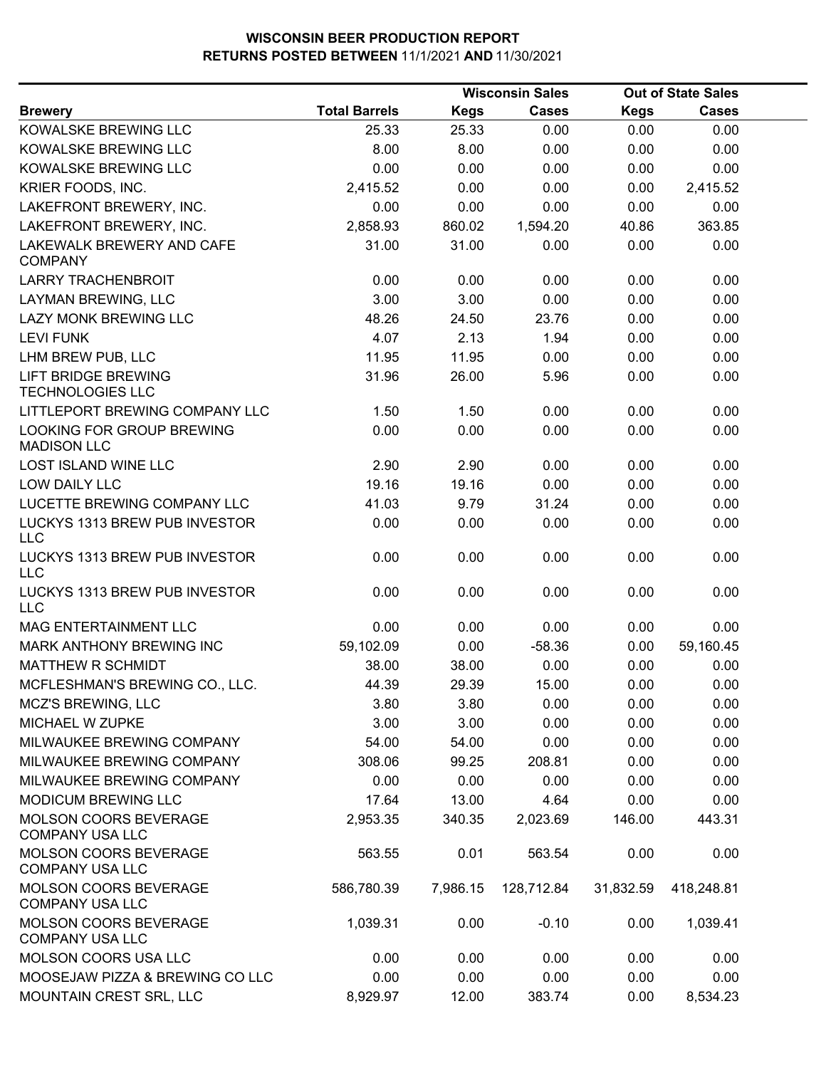# WISCONSIN BEER PRODUCTION REPORT
## RETURNS POSTED BETWEEN 11/1/2021 AND 11/30/2021

| Brewery | Total Barrels | Wisconsin Sales Kegs | Wisconsin Sales Cases | Out of State Sales Kegs | Out of State Sales Cases |
|---|---|---|---|---|---|
| KOWALSKE BREWING LLC | 25.33 | 25.33 | 0.00 | 0.00 | 0.00 |
| KOWALSKE BREWING LLC | 8.00 | 8.00 | 0.00 | 0.00 | 0.00 |
| KOWALSKE BREWING LLC | 0.00 | 0.00 | 0.00 | 0.00 | 0.00 |
| KRIER FOODS, INC. | 2,415.52 | 0.00 | 0.00 | 0.00 | 2,415.52 |
| LAKEFRONT BREWERY, INC. | 0.00 | 0.00 | 0.00 | 0.00 | 0.00 |
| LAKEFRONT BREWERY, INC. | 2,858.93 | 860.02 | 1,594.20 | 40.86 | 363.85 |
| LAKEWALK BREWERY AND CAFE COMPANY | 31.00 | 31.00 | 0.00 | 0.00 | 0.00 |
| LARRY TRACHENBROIT | 0.00 | 0.00 | 0.00 | 0.00 | 0.00 |
| LAYMAN BREWING, LLC | 3.00 | 3.00 | 0.00 | 0.00 | 0.00 |
| LAZY MONK BREWING LLC | 48.26 | 24.50 | 23.76 | 0.00 | 0.00 |
| LEVI FUNK | 4.07 | 2.13 | 1.94 | 0.00 | 0.00 |
| LHM BREW PUB, LLC | 11.95 | 11.95 | 0.00 | 0.00 | 0.00 |
| LIFT BRIDGE BREWING TECHNOLOGIES LLC | 31.96 | 26.00 | 5.96 | 0.00 | 0.00 |
| LITTLEPORT BREWING COMPANY LLC | 1.50 | 1.50 | 0.00 | 0.00 | 0.00 |
| LOOKING FOR GROUP BREWING MADISON LLC | 0.00 | 0.00 | 0.00 | 0.00 | 0.00 |
| LOST ISLAND WINE LLC | 2.90 | 2.90 | 0.00 | 0.00 | 0.00 |
| LOW DAILY LLC | 19.16 | 19.16 | 0.00 | 0.00 | 0.00 |
| LUCETTE BREWING COMPANY LLC | 41.03 | 9.79 | 31.24 | 0.00 | 0.00 |
| LUCKYS 1313 BREW PUB INVESTOR LLC | 0.00 | 0.00 | 0.00 | 0.00 | 0.00 |
| LUCKYS 1313 BREW PUB INVESTOR LLC | 0.00 | 0.00 | 0.00 | 0.00 | 0.00 |
| LUCKYS 1313 BREW PUB INVESTOR LLC | 0.00 | 0.00 | 0.00 | 0.00 | 0.00 |
| MAG ENTERTAINMENT LLC | 0.00 | 0.00 | 0.00 | 0.00 | 0.00 |
| MARK ANTHONY BREWING INC | 59,102.09 | 0.00 | -58.36 | 0.00 | 59,160.45 |
| MATTHEW R SCHMIDT | 38.00 | 38.00 | 0.00 | 0.00 | 0.00 |
| MCFLESHMAN'S BREWING CO., LLC. | 44.39 | 29.39 | 15.00 | 0.00 | 0.00 |
| MCZ'S BREWING, LLC | 3.80 | 3.80 | 0.00 | 0.00 | 0.00 |
| MICHAEL W ZUPKE | 3.00 | 3.00 | 0.00 | 0.00 | 0.00 |
| MILWAUKEE BREWING COMPANY | 54.00 | 54.00 | 0.00 | 0.00 | 0.00 |
| MILWAUKEE BREWING COMPANY | 308.06 | 99.25 | 208.81 | 0.00 | 0.00 |
| MILWAUKEE BREWING COMPANY | 0.00 | 0.00 | 0.00 | 0.00 | 0.00 |
| MODICUM BREWING LLC | 17.64 | 13.00 | 4.64 | 0.00 | 0.00 |
| MOLSON COORS BEVERAGE COMPANY USA LLC | 2,953.35 | 340.35 | 2,023.69 | 146.00 | 443.31 |
| MOLSON COORS BEVERAGE COMPANY USA LLC | 563.55 | 0.01 | 563.54 | 0.00 | 0.00 |
| MOLSON COORS BEVERAGE COMPANY USA LLC | 586,780.39 | 7,986.15 | 128,712.84 | 31,832.59 | 418,248.81 |
| MOLSON COORS BEVERAGE COMPANY USA LLC | 1,039.31 | 0.00 | -0.10 | 0.00 | 1,039.41 |
| MOLSON COORS USA LLC | 0.00 | 0.00 | 0.00 | 0.00 | 0.00 |
| MOOSEJAW PIZZA & BREWING CO LLC | 0.00 | 0.00 | 0.00 | 0.00 | 0.00 |
| MOUNTAIN CREST SRL, LLC | 8,929.97 | 12.00 | 383.74 | 0.00 | 8,534.23 |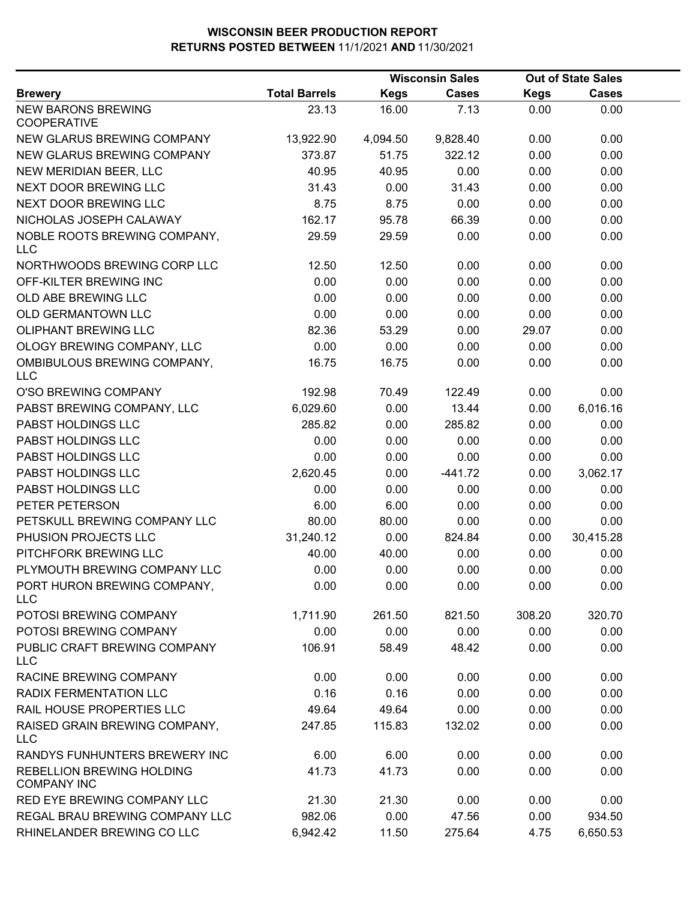# WISCONSIN BEER PRODUCTION REPORT
## RETURNS POSTED BETWEEN 11/1/2021 AND 11/30/2021

| Brewery | Total Barrels | Wisconsin Sales Kegs | Wisconsin Sales Cases | Out of State Sales Kegs | Out of State Sales Cases |
|---|---|---|---|---|---|
| NEW BARONS BREWING COOPERATIVE | 23.13 | 16.00 | 7.13 | 0.00 | 0.00 |
| NEW GLARUS BREWING COMPANY | 13,922.90 | 4,094.50 | 9,828.40 | 0.00 | 0.00 |
| NEW GLARUS BREWING COMPANY | 373.87 | 51.75 | 322.12 | 0.00 | 0.00 |
| NEW MERIDIAN BEER, LLC | 40.95 | 40.95 | 0.00 | 0.00 | 0.00 |
| NEXT DOOR BREWING LLC | 31.43 | 0.00 | 31.43 | 0.00 | 0.00 |
| NEXT DOOR BREWING LLC | 8.75 | 8.75 | 0.00 | 0.00 | 0.00 |
| NICHOLAS JOSEPH CALAWAY | 162.17 | 95.78 | 66.39 | 0.00 | 0.00 |
| NOBLE ROOTS BREWING COMPANY, LLC | 29.59 | 29.59 | 0.00 | 0.00 | 0.00 |
| NORTHWOODS BREWING CORP LLC | 12.50 | 12.50 | 0.00 | 0.00 | 0.00 |
| OFF-KILTER BREWING INC | 0.00 | 0.00 | 0.00 | 0.00 | 0.00 |
| OLD ABE BREWING LLC | 0.00 | 0.00 | 0.00 | 0.00 | 0.00 |
| OLD GERMANTOWN LLC | 0.00 | 0.00 | 0.00 | 0.00 | 0.00 |
| OLIPHANT BREWING LLC | 82.36 | 53.29 | 0.00 | 29.07 | 0.00 |
| OLOGY BREWING COMPANY, LLC | 0.00 | 0.00 | 0.00 | 0.00 | 0.00 |
| OMBIBULOUS BREWING COMPANY, LLC | 16.75 | 16.75 | 0.00 | 0.00 | 0.00 |
| O'SO BREWING COMPANY | 192.98 | 70.49 | 122.49 | 0.00 | 0.00 |
| PABST BREWING COMPANY, LLC | 6,029.60 | 0.00 | 13.44 | 0.00 | 6,016.16 |
| PABST HOLDINGS LLC | 285.82 | 0.00 | 285.82 | 0.00 | 0.00 |
| PABST HOLDINGS LLC | 0.00 | 0.00 | 0.00 | 0.00 | 0.00 |
| PABST HOLDINGS LLC | 0.00 | 0.00 | 0.00 | 0.00 | 0.00 |
| PABST HOLDINGS LLC | 2,620.45 | 0.00 | -441.72 | 0.00 | 3,062.17 |
| PABST HOLDINGS LLC | 0.00 | 0.00 | 0.00 | 0.00 | 0.00 |
| PETER PETERSON | 6.00 | 6.00 | 0.00 | 0.00 | 0.00 |
| PETSKULL BREWING COMPANY LLC | 80.00 | 80.00 | 0.00 | 0.00 | 0.00 |
| PHUSION PROJECTS LLC | 31,240.12 | 0.00 | 824.84 | 0.00 | 30,415.28 |
| PITCHFORK BREWING LLC | 40.00 | 40.00 | 0.00 | 0.00 | 0.00 |
| PLYMOUTH BREWING COMPANY LLC | 0.00 | 0.00 | 0.00 | 0.00 | 0.00 |
| PORT HURON BREWING COMPANY, LLC | 0.00 | 0.00 | 0.00 | 0.00 | 0.00 |
| POTOSI BREWING COMPANY | 1,711.90 | 261.50 | 821.50 | 308.20 | 320.70 |
| POTOSI BREWING COMPANY | 0.00 | 0.00 | 0.00 | 0.00 | 0.00 |
| PUBLIC CRAFT BREWING COMPANY LLC | 106.91 | 58.49 | 48.42 | 0.00 | 0.00 |
| RACINE BREWING COMPANY | 0.00 | 0.00 | 0.00 | 0.00 | 0.00 |
| RADIX FERMENTATION LLC | 0.16 | 0.16 | 0.00 | 0.00 | 0.00 |
| RAIL HOUSE PROPERTIES LLC | 49.64 | 49.64 | 0.00 | 0.00 | 0.00 |
| RAISED GRAIN BREWING COMPANY, LLC | 247.85 | 115.83 | 132.02 | 0.00 | 0.00 |
| RANDYS FUNHUNTERS BREWERY INC | 6.00 | 6.00 | 0.00 | 0.00 | 0.00 |
| REBELLION BREWING HOLDING COMPANY INC | 41.73 | 41.73 | 0.00 | 0.00 | 0.00 |
| RED EYE BREWING COMPANY LLC | 21.30 | 21.30 | 0.00 | 0.00 | 0.00 |
| REGAL BRAU BREWING COMPANY LLC | 982.06 | 0.00 | 47.56 | 0.00 | 934.50 |
| RHINELANDER BREWING CO LLC | 6,942.42 | 11.50 | 275.64 | 4.75 | 6,650.53 |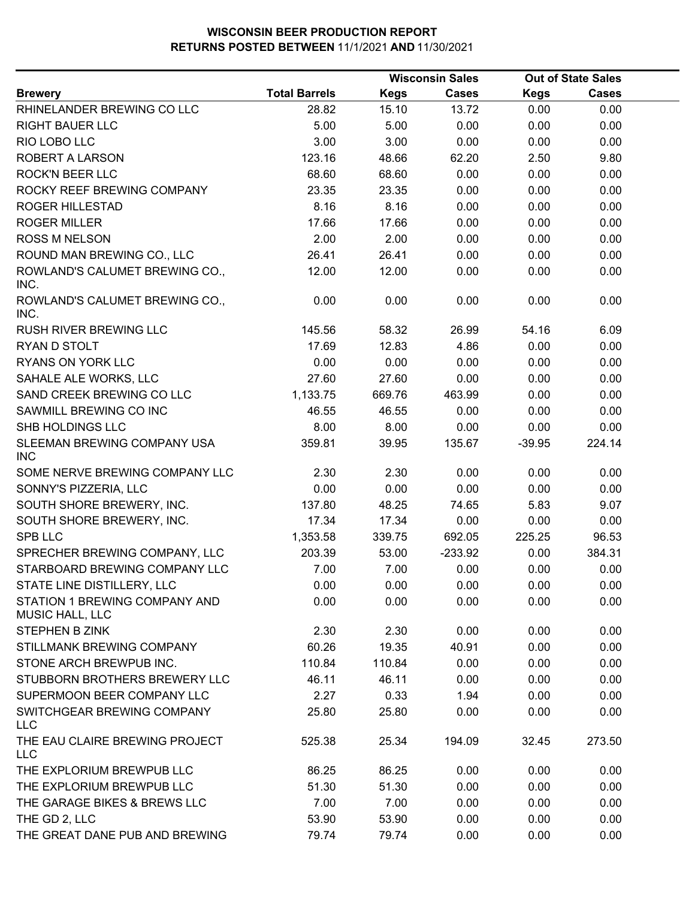# WISCONSIN BEER PRODUCTION REPORT

## RETURNS POSTED BETWEEN 11/1/2021 AND 11/30/2021

| Brewery | Total Barrels | Wisconsin Sales | | Out of State Sales | |
|---|---|---|---|---|---|
| | | Kegs | Cases | Kegs | Cases |
| RHINELANDER BREWING CO LLC | 28.82 | 15.10 | 13.72 | 0.00 | 0.00 |
| RIGHT BAUER LLC | 5.00 | 5.00 | 0.00 | 0.00 | 0.00 |
| RIO LOBO LLC | 3.00 | 3.00 | 0.00 | 0.00 | 0.00 |
| ROBERT A LARSON | 123.16 | 48.66 | 62.20 | 2.50 | 9.80 |
| ROCK'N BEER LLC | 68.60 | 68.60 | 0.00 | 0.00 | 0.00 |
| ROCKY REEF BREWING COMPANY | 23.35 | 23.35 | 0.00 | 0.00 | 0.00 |
| ROGER HILLESTAD | 8.16 | 8.16 | 0.00 | 0.00 | 0.00 |
| ROGER MILLER | 17.66 | 17.66 | 0.00 | 0.00 | 0.00 |
| ROSS M NELSON | 2.00 | 2.00 | 0.00 | 0.00 | 0.00 |
| ROUND MAN BREWING CO., LLC | 26.41 | 26.41 | 0.00 | 0.00 | 0.00 |
| ROWLAND'S CALUMET BREWING CO., INC. | 12.00 | 12.00 | 0.00 | 0.00 | 0.00 |
| ROWLAND'S CALUMET BREWING CO., INC. | 0.00 | 0.00 | 0.00 | 0.00 | 0.00 |
| RUSH RIVER BREWING LLC | 145.56 | 58.32 | 26.99 | 54.16 | 6.09 |
| RYAN D STOLT | 17.69 | 12.83 | 4.86 | 0.00 | 0.00 |
| RYANS ON YORK LLC | 0.00 | 0.00 | 0.00 | 0.00 | 0.00 |
| SAHALE ALE WORKS, LLC | 27.60 | 27.60 | 0.00 | 0.00 | 0.00 |
| SAND CREEK BREWING CO LLC | 1,133.75 | 669.76 | 463.99 | 0.00 | 0.00 |
| SAWMILL BREWING CO INC | 46.55 | 46.55 | 0.00 | 0.00 | 0.00 |
| SHB HOLDINGS LLC | 8.00 | 8.00 | 0.00 | 0.00 | 0.00 |
| SLEEMAN BREWING COMPANY USA INC | 359.81 | 39.95 | 135.67 | -39.95 | 224.14 |
| SOME NERVE BREWING COMPANY LLC | 2.30 | 2.30 | 0.00 | 0.00 | 0.00 |
| SONNY'S PIZZERIA, LLC | 0.00 | 0.00 | 0.00 | 0.00 | 0.00 |
| SOUTH SHORE BREWERY, INC. | 137.80 | 48.25 | 74.65 | 5.83 | 9.07 |
| SOUTH SHORE BREWERY, INC. | 17.34 | 17.34 | 0.00 | 0.00 | 0.00 |
| SPB LLC | 1,353.58 | 339.75 | 692.05 | 225.25 | 96.53 |
| SPRECHER BREWING COMPANY, LLC | 203.39 | 53.00 | -233.92 | 0.00 | 384.31 |
| STARBOARD BREWING COMPANY LLC | 7.00 | 7.00 | 0.00 | 0.00 | 0.00 |
| STATE LINE DISTILLERY, LLC | 0.00 | 0.00 | 0.00 | 0.00 | 0.00 |
| STATION 1 BREWING COMPANY AND MUSIC HALL, LLC | 0.00 | 0.00 | 0.00 | 0.00 | 0.00 |
| STEPHEN B ZINK | 2.30 | 2.30 | 0.00 | 0.00 | 0.00 |
| STILLMANK BREWING COMPANY | 60.26 | 19.35 | 40.91 | 0.00 | 0.00 |
| STONE ARCH BREWPUB INC. | 110.84 | 110.84 | 0.00 | 0.00 | 0.00 |
| STUBBORN BROTHERS BREWERY LLC | 46.11 | 46.11 | 0.00 | 0.00 | 0.00 |
| SUPERMOON BEER COMPANY LLC | 2.27 | 0.33 | 1.94 | 0.00 | 0.00 |
| SWITCHGEAR BREWING COMPANY LLC | 25.80 | 25.80 | 0.00 | 0.00 | 0.00 |
| THE EAU CLAIRE BREWING PROJECT LLC | 525.38 | 25.34 | 194.09 | 32.45 | 273.50 |
| THE EXPLORIUM BREWPUB LLC | 86.25 | 86.25 | 0.00 | 0.00 | 0.00 |
| THE EXPLORIUM BREWPUB LLC | 51.30 | 51.30 | 0.00 | 0.00 | 0.00 |
| THE GARAGE BIKES & BREWS LLC | 7.00 | 7.00 | 0.00 | 0.00 | 0.00 |
| THE GD 2, LLC | 53.90 | 53.90 | 0.00 | 0.00 | 0.00 |
| THE GREAT DANE PUB AND BREWING | 79.74 | 79.74 | 0.00 | 0.00 | 0.00 |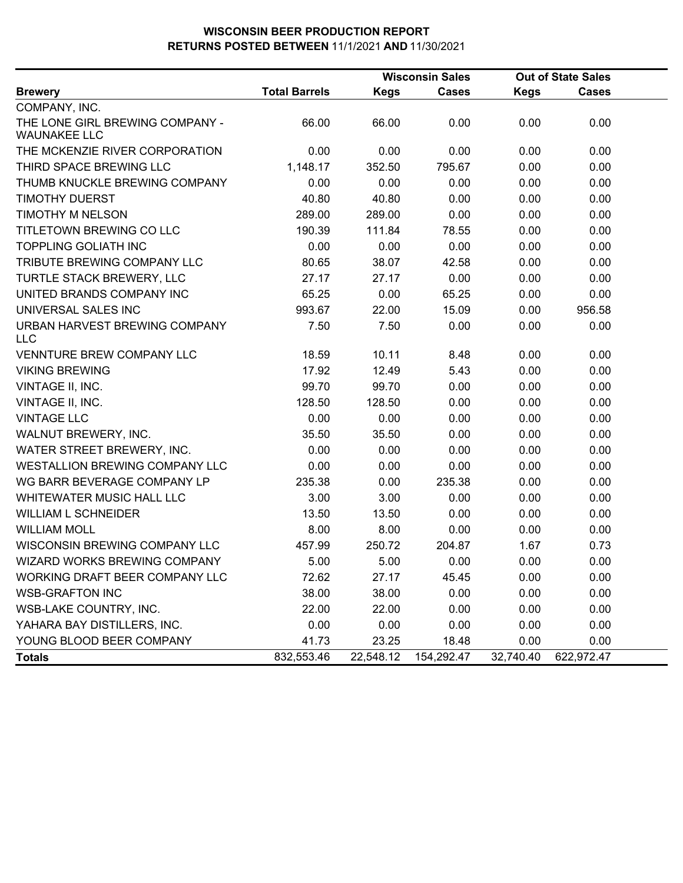# WISCONSIN BEER PRODUCTION REPORT
## RETURNS POSTED BETWEEN 11/1/2021 AND 11/30/2021

| | | Wisconsin Sales | | Out of State Sales | |
|---|---|---|---|---|---|
| **Brewery** | **Total Barrels** | **Kegs** | **Cases** | **Kegs** | **Cases** |
| COMPANY, INC. | | | | | |
| THE LONE GIRL BREWING COMPANY - WAUNAKEE LLC | 66.00 | 66.00 | 0.00 | 0.00 | 0.00 |
| THE MCKENZIE RIVER CORPORATION | 0.00 | 0.00 | 0.00 | 0.00 | 0.00 |
| THIRD SPACE BREWING LLC | 1,148.17 | 352.50 | 795.67 | 0.00 | 0.00 |
| THUMB KNUCKLE BREWING COMPANY | 0.00 | 0.00 | 0.00 | 0.00 | 0.00 |
| TIMOTHY DUERST | 40.80 | 40.80 | 0.00 | 0.00 | 0.00 |
| TIMOTHY M NELSON | 289.00 | 289.00 | 0.00 | 0.00 | 0.00 |
| TITLETOWN BREWING CO LLC | 190.39 | 111.84 | 78.55 | 0.00 | 0.00 |
| TOPPLING GOLIATH INC | 0.00 | 0.00 | 0.00 | 0.00 | 0.00 |
| TRIBUTE BREWING COMPANY LLC | 80.65 | 38.07 | 42.58 | 0.00 | 0.00 |
| TURTLE STACK BREWERY, LLC | 27.17 | 27.17 | 0.00 | 0.00 | 0.00 |
| UNITED BRANDS COMPANY INC | 65.25 | 0.00 | 65.25 | 0.00 | 0.00 |
| UNIVERSAL SALES INC | 993.67 | 22.00 | 15.09 | 0.00 | 956.58 |
| URBAN HARVEST BREWING COMPANY LLC | 7.50 | 7.50 | 0.00 | 0.00 | 0.00 |
| VENNTURE BREW COMPANY LLC | 18.59 | 10.11 | 8.48 | 0.00 | 0.00 |
| VIKING BREWING | 17.92 | 12.49 | 5.43 | 0.00 | 0.00 |
| VINTAGE II, INC. | 99.70 | 99.70 | 0.00 | 0.00 | 0.00 |
| VINTAGE II, INC. | 128.50 | 128.50 | 0.00 | 0.00 | 0.00 |
| VINTAGE LLC | 0.00 | 0.00 | 0.00 | 0.00 | 0.00 |
| WALNUT BREWERY, INC. | 35.50 | 35.50 | 0.00 | 0.00 | 0.00 |
| WATER STREET BREWERY, INC. | 0.00 | 0.00 | 0.00 | 0.00 | 0.00 |
| WESTALLION BREWING COMPANY LLC | 0.00 | 0.00 | 0.00 | 0.00 | 0.00 |
| WG BARR BEVERAGE COMPANY LP | 235.38 | 0.00 | 235.38 | 0.00 | 0.00 |
| WHITEWATER MUSIC HALL LLC | 3.00 | 3.00 | 0.00 | 0.00 | 0.00 |
| WILLIAM L SCHNEIDER | 13.50 | 13.50 | 0.00 | 0.00 | 0.00 |
| WILLIAM MOLL | 8.00 | 8.00 | 0.00 | 0.00 | 0.00 |
| WISCONSIN BREWING COMPANY LLC | 457.99 | 250.72 | 204.87 | 1.67 | 0.73 |
| WIZARD WORKS BREWING COMPANY | 5.00 | 5.00 | 0.00 | 0.00 | 0.00 |
| WORKING DRAFT BEER COMPANY LLC | 72.62 | 27.17 | 45.45 | 0.00 | 0.00 |
| WSB-GRAFTON INC | 38.00 | 38.00 | 0.00 | 0.00 | 0.00 |
| WSB-LAKE COUNTRY, INC. | 22.00 | 22.00 | 0.00 | 0.00 | 0.00 |
| YAHARA BAY DISTILLERS, INC. | 0.00 | 0.00 | 0.00 | 0.00 | 0.00 |
| YOUNG BLOOD BEER COMPANY | 41.73 | 23.25 | 18.48 | 0.00 | 0.00 |
| **Totals** | 832,553.46 | 22,548.12 | 154,292.47 | 32,740.40 | 622,972.47 |